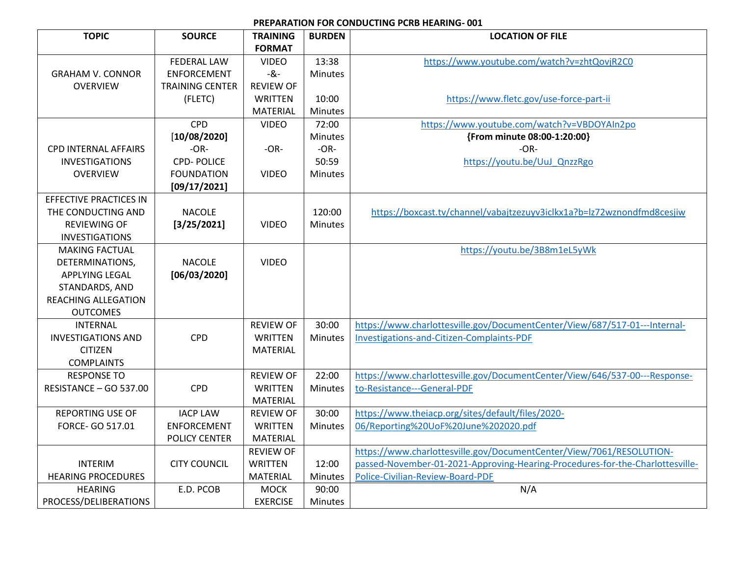**PREPARATION FOR CONDUCTING PCRB HEARING- 001**

| TOPIC | SOURCE | TRAINING FORMAT | BURDEN | LOCATION OF FILE |
|---|---|---|---|---|
| GRAHAM V. CONNOR OVERVIEW | FEDERAL LAW ENFORCEMENT TRAINING CENTER (FLETC) | VIDEO -&- REVIEW OF WRITTEN MATERIAL | 13:38 Minutes<br><br>10:00 Minutes | https://www.youtube.com/watch?v=zhtQovjR2C0<br><br>https://www.fletc.gov/use-force-part-ii |
| CPD INTERNAL AFFAIRS INVESTIGATIONS OVERVIEW | CPD **[10/08/2020]** -OR- CPD- POLICE FOUNDATION **[09/17/2021]** | VIDEO<br>-OR-<br>VIDEO | 72:00 Minutes -OR- 50:59 Minutes | https://www.youtube.com/watch?v=VBDOYAIn2po **{From minute 08:00-1:20:00}** -OR- https://youtu.be/UuJ_QnzzRgo |
| EFFECTIVE PRACTICES IN THE CONDUCTING AND REVIEWING OF INVESTIGATIONS | NACOLE **[3/25/2021]** | VIDEO | 120:00 Minutes | https://boxcast.tv/channel/vabajtzezuyv3iclkx1a?b=lz72wznondfmd8cesjiw |
| MAKING FACTUAL DETERMINATIONS, APPLYING LEGAL STANDARDS, AND REACHING ALLEGATION OUTCOMES | NACOLE **[06/03/2020]** | VIDEO | | https://youtu.be/3B8m1eL5yWk |
| INTERNAL INVESTIGATIONS AND CITIZEN COMPLAINTS | CPD | REVIEW OF WRITTEN MATERIAL | 30:00 Minutes | https://www.charlottesville.gov/DocumentCenter/View/687/517-01---Internal-Investigations-and-Citizen-Complaints-PDF |
| RESPONSE TO RESISTANCE – GO 537.00 | CPD | REVIEW OF WRITTEN MATERIAL | 22:00 Minutes | https://www.charlottesville.gov/DocumentCenter/View/646/537-00---Response-to-Resistance---General-PDF |
| REPORTING USE OF FORCE- GO 517.01 | IACP LAW ENFORCEMENT POLICY CENTER | REVIEW OF WRITTEN MATERIAL | 30:00 Minutes | https://www.theiacp.org/sites/default/files/2020-06/Reporting%20UoF%20June%202020.pdf |
| INTERIM HEARING PROCEDURES | CITY COUNCIL | REVIEW OF WRITTEN MATERIAL | 12:00 Minutes | https://www.charlottesville.gov/DocumentCenter/View/7061/RESOLUTION-passed-November-01-2021-Approving-Hearing-Procedures-for-the-Charlottesville-Police-Civilian-Review-Board-PDF |
| HEARING PROCESS/DELIBERATIONS | E.D. PCOB | MOCK EXERCISE | 90:00 Minutes | N/A |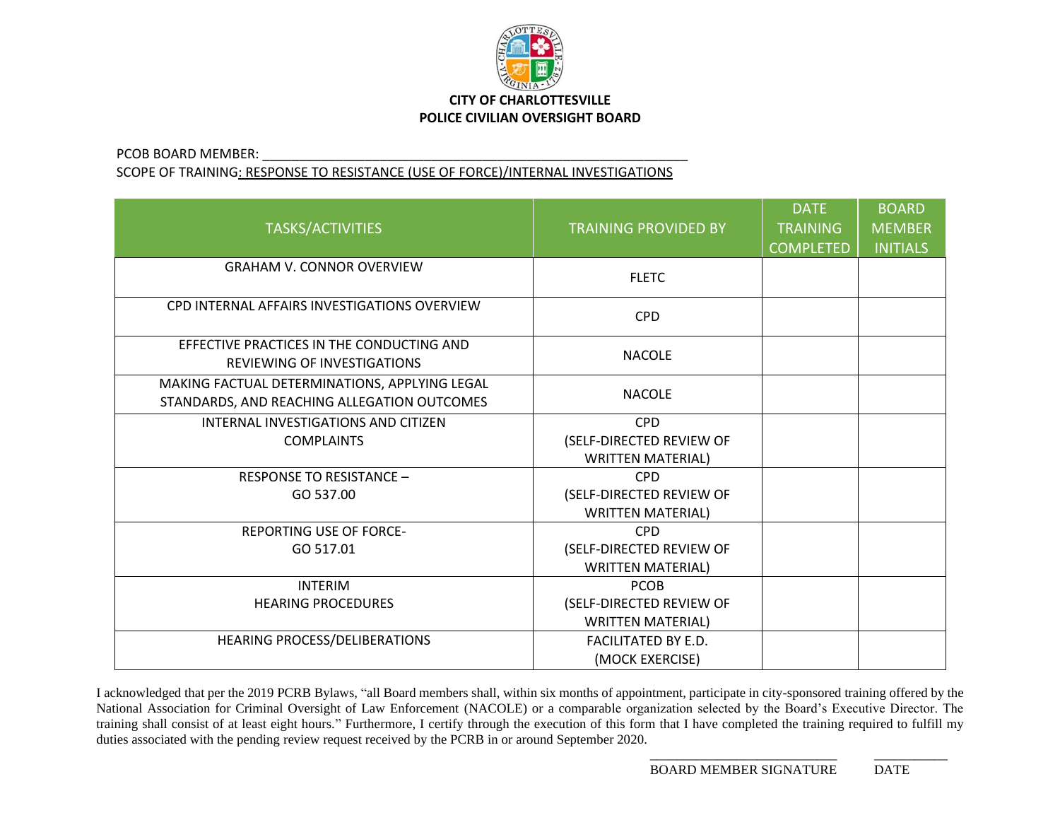**CITY OF CHARLOTTESVILLE**
**POLICE CIVILIAN OVERSIGHT BOARD**

PCOB BOARD MEMBER: ___________________________________________________________

SCOPE OF TRAINING: RESPONSE TO RESISTANCE (USE OF FORCE)/INTERNAL INVESTIGATIONS

| TASKS/ACTIVITIES | TRAINING PROVIDED BY | DATE TRAINING COMPLETED | BOARD MEMBER INITIALS |
|---|---|---|---|
| GRAHAM V. CONNOR OVERVIEW | FLETC | | |
| CPD INTERNAL AFFAIRS INVESTIGATIONS OVERVIEW | CPD | | |
| EFFECTIVE PRACTICES IN THE CONDUCTING AND REVIEWING OF INVESTIGATIONS | NACOLE | | |
| MAKING FACTUAL DETERMINATIONS, APPLYING LEGAL STANDARDS, AND REACHING ALLEGATION OUTCOMES | NACOLE | | |
| INTERNAL INVESTIGATIONS AND CITIZEN COMPLAINTS | CPD (SELF-DIRECTED REVIEW OF WRITTEN MATERIAL) | | |
| RESPONSE TO RESISTANCE – GO 537.00 | CPD (SELF-DIRECTED REVIEW OF WRITTEN MATERIAL) | | |
| REPORTING USE OF FORCE- GO 517.01 | CPD (SELF-DIRECTED REVIEW OF WRITTEN MATERIAL) | | |
| INTERIM HEARING PROCEDURES | PCOB (SELF-DIRECTED REVIEW OF WRITTEN MATERIAL) | | |
| HEARING PROCESS/DELIBERATIONS | FACILITATED BY E.D. (MOCK EXERCISE) | | |

I acknowledged that per the 2019 PCRB Bylaws, "all Board members shall, within six months of appointment, participate in city-sponsored training offered by the National Association for Criminal Oversight of Law Enforcement (NACOLE) or a comparable organization selected by the Board's Executive Director. The training shall consist of at least eight hours." Furthermore, I certify through the execution of this form that I have completed the training required to fulfill my duties associated with the pending review request received by the PCRB in or around September 2020.

___________________________ ___________

BOARD MEMBER SIGNATURE DATE